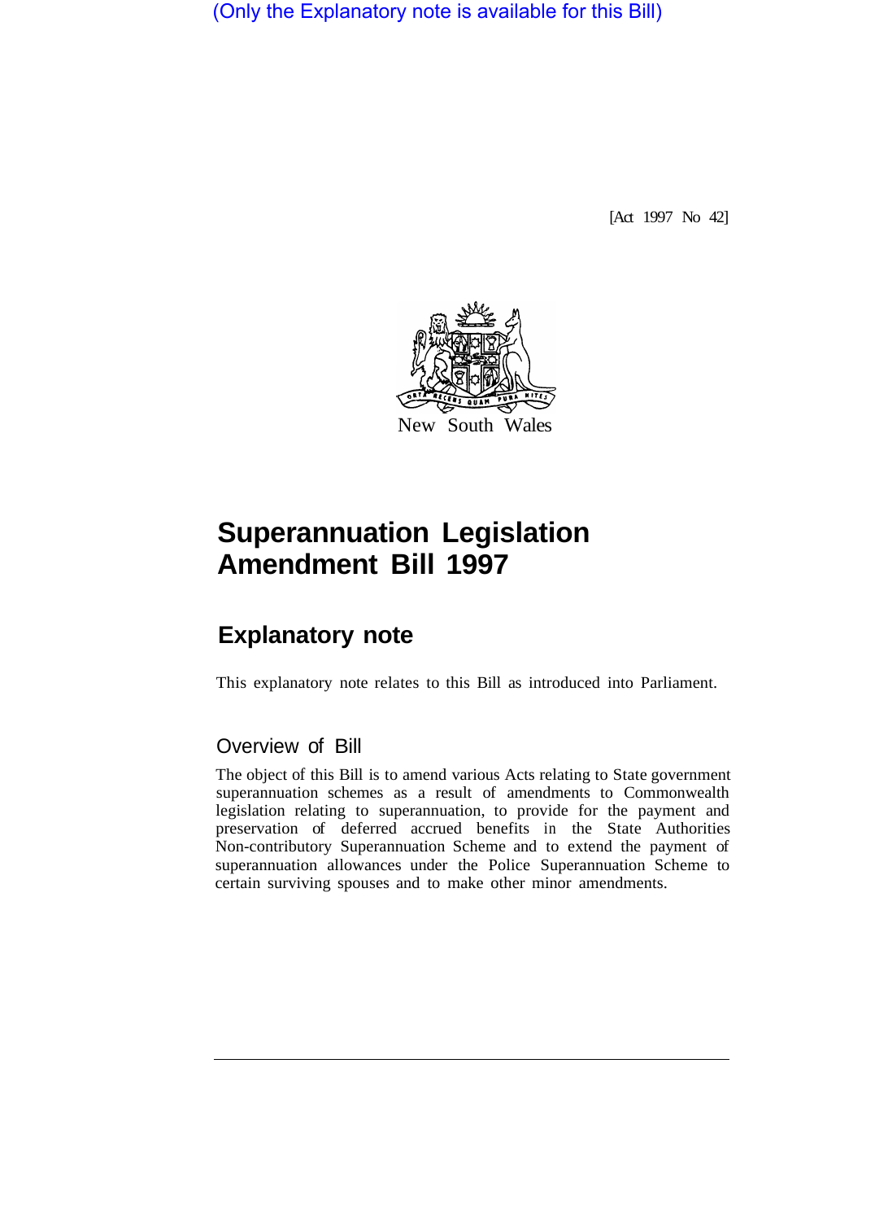(Only the Explanatory note is available for this Bill)

[Act 1997 No 42]

New South Wales

# Superannuation Legislation Amendment Bill 1997

## Explanatory note

This explanatory note relates to this Bill as introduced into Parliament.

### Overview of Bill

The object of this Bill is to amend various Acts relating to State government superannuation schemes as a result of amendments to Commonwealth legislation relating to superannuation, to provide for the payment and preservation of deferred accrued benefits in the State Authorities Non-contributory Superannuation Scheme and to extend the payment of superannuation allowances under the Police Superannuation Scheme to certain surviving spouses and to make other minor amendments.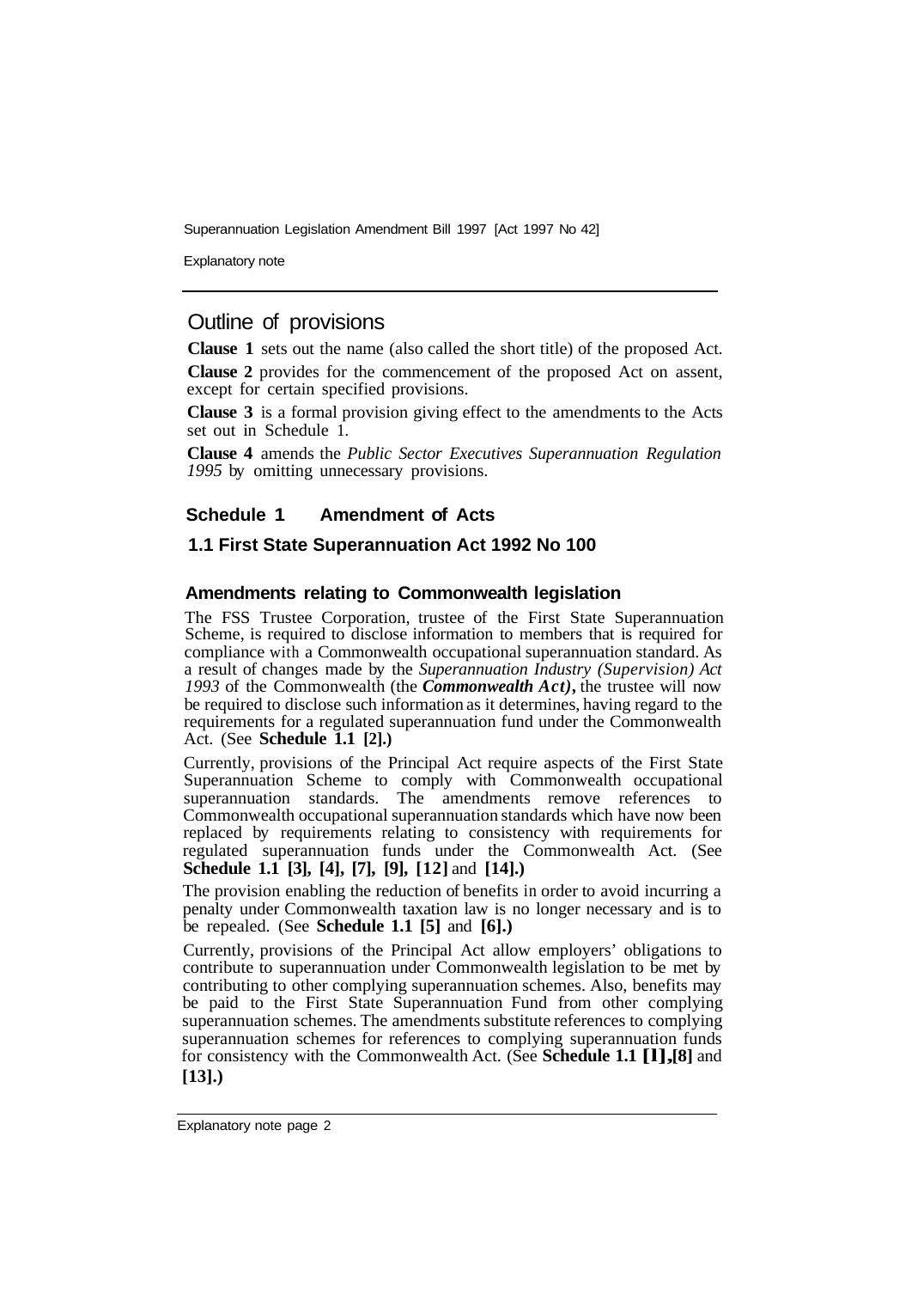Explanatory note

## Outline of provisions

**Clause 1** sets out the name (also called the short title) of the proposed Act.

**Clause 2** provides for the commencement of the proposed Act on assent, except for certain specified provisions.

**Clause 3** is a formal provision giving effect to the amendments to the Acts set out in Schedule 1.

**Clause 4** amends the *Public Sector Executives Superannuation Regulation 1995* by omitting unnecessary provisions.

### Schedule 1 Amendment of Acts

### 1.1 First State Superannuation Act 1992 No 100

#### Amendments relating to Commonwealth legislation

The FSS Trustee Corporation, trustee of the First State Superannuation Scheme, is required to disclose information to members that is required for compliance with a Commonwealth occupational superannuation standard. As a result of changes made by the *Superannuation Industry (Supervision) Act 1993* of the Commonwealth (the ***Commonwealth Act)***, the trustee will now be required to disclose such information as it determines, having regard to the requirements for a regulated superannuation fund under the Commonwealth Act. (See **Schedule 1.1 [2].)**

Currently, provisions of the Principal Act require aspects of the First State Superannuation Scheme to comply with Commonwealth occupational superannuation standards. The amendments remove references to Commonwealth occupational superannuation standards which have now been replaced by requirements relating to consistency with requirements for regulated superannuation funds under the Commonwealth Act. (See **Schedule 1.1 [3], [4], [7], [9], [12]** and **[14].)**

The provision enabling the reduction of benefits in order to avoid incurring a penalty under Commonwealth taxation law is no longer necessary and is to be repealed. (See **Schedule 1.1 [5]** and **[6].)**

Currently, provisions of the Principal Act allow employers' obligations to contribute to superannuation under Commonwealth legislation to be met by contributing to other complying superannuation schemes. Also, benefits may be paid to the First State Superannuation Fund from other complying superannuation schemes. The amendments substitute references to complying superannuation schemes for references to complying superannuation funds for consistency with the Commonwealth Act. (See **Schedule 1.1 [1],[8]** and **[13].)**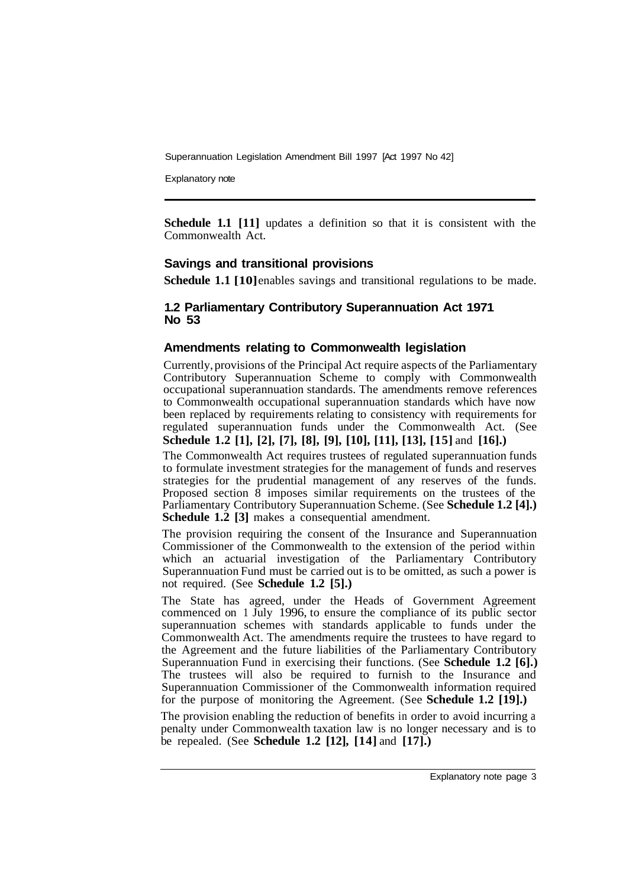**Schedule 1.1 [11]** updates a definition so that it is consistent with the Commonwealth Act.

### Savings and transitional provisions

**Schedule 1.1 [10]** enables savings and transitional regulations to be made.

## 1.2 Parliamentary Contributory Superannuation Act 1971 No 53

### Amendments relating to Commonwealth legislation

Currently, provisions of the Principal Act require aspects of the Parliamentary Contributory Superannuation Scheme to comply with Commonwealth occupational superannuation standards. The amendments remove references to Commonwealth occupational superannuation standards which have now been replaced by requirements relating to consistency with requirements for regulated superannuation funds under the Commonwealth Act. (See **Schedule 1.2 [1], [2], [7], [8], [9], [10], [11], [13], [15]** and **[16].)**

The Commonwealth Act requires trustees of regulated superannuation funds to formulate investment strategies for the management of funds and reserves strategies for the prudential management of any reserves of the funds. Proposed section 8 imposes similar requirements on the trustees of the Parliamentary Contributory Superannuation Scheme. (See **Schedule 1.2 [4].)** **Schedule 1.2 [3]** makes a consequential amendment.

The provision requiring the consent of the Insurance and Superannuation Commissioner of the Commonwealth to the extension of the period within which an actuarial investigation of the Parliamentary Contributory Superannuation Fund must be carried out is to be omitted, as such a power is not required. (See **Schedule 1.2 [5].)**

The State has agreed, under the Heads of Government Agreement commenced on 1 July 1996, to ensure the compliance of its public sector superannuation schemes with standards applicable to funds under the Commonwealth Act. The amendments require the trustees to have regard to the Agreement and the future liabilities of the Parliamentary Contributory Superannuation Fund in exercising their functions. (See **Schedule 1.2 [6].)** The trustees will also be required to furnish to the Insurance and Superannuation Commissioner of the Commonwealth information required for the purpose of monitoring the Agreement. (See **Schedule 1.2 [19].)**

The provision enabling the reduction of benefits in order to avoid incurring a penalty under Commonwealth taxation law is no longer necessary and is to be repealed. (See **Schedule 1.2 [12], [14]** and **[17].)**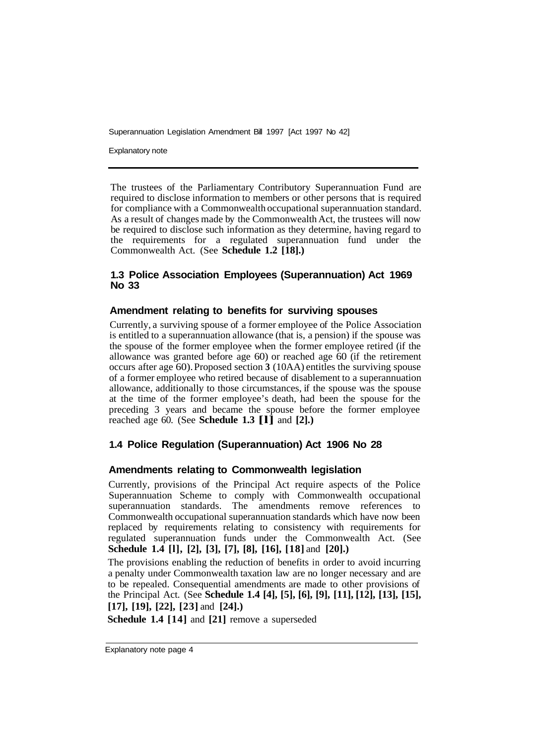The trustees of the Parliamentary Contributory Superannuation Fund are required to disclose information to members or other persons that is required for compliance with a Commonwealth occupational superannuation standard. As a result of changes made by the Commonwealth Act, the trustees will now be required to disclose such information as they determine, having regard to the requirements for a regulated superannuation fund under the Commonwealth Act. (See **Schedule 1.2 [18].)**

### 1.3 Police Association Employees (Superannuation) Act 1969 No 33

#### Amendment relating to benefits for surviving spouses

Currently, a surviving spouse of a former employee of the Police Association is entitled to a superannuation allowance (that is, a pension) if the spouse was the spouse of the former employee when the former employee retired (if the allowance was granted before age 60) or reached age 60 (if the retirement occurs after age 60). Proposed section **3** (10AA) entitles the surviving spouse of a former employee who retired because of disablement to a superannuation allowance, additionally to those circumstances, if the spouse was the spouse at the time of the former employee's death, had been the spouse for the preceding 3 years and became the spouse before the former employee reached age 60. (See **Schedule 1.3 [1]** and **[2].)**

### 1.4 Police Regulation (Superannuation) Act 1906 No 28

#### Amendments relating to Commonwealth legislation

Currently, provisions of the Principal Act require aspects of the Police Superannuation Scheme to comply with Commonwealth occupational superannuation standards. The amendments remove references to Commonwealth occupational superannuation standards which have now been replaced by requirements relating to consistency with requirements for regulated superannuation funds under the Commonwealth Act. (See **Schedule 1.4 [l], [2], [3], [7], [8], [16], [18]** and **[20].)**

The provisions enabling the reduction of benefits in order to avoid incurring a penalty under Commonwealth taxation law are no longer necessary and are to be repealed. Consequential amendments are made to other provisions of the Principal Act. (See **Schedule 1.4 [4], [5], [6], [9], [11], [12], [13], [15], [17], [19], [22], [23]** and **[24].)**

**Schedule 1.4 [14]** and **[21]** remove a superseded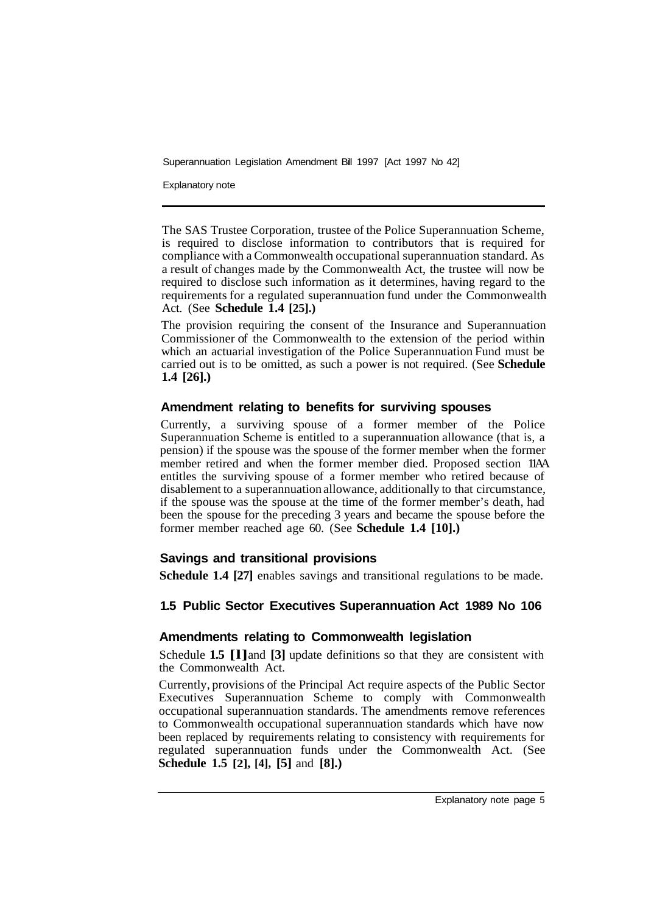The SAS Trustee Corporation, trustee of the Police Superannuation Scheme, is required to disclose information to contributors that is required for compliance with a Commonwealth occupational superannuation standard. As a result of changes made by the Commonwealth Act, the trustee will now be required to disclose such information as it determines, having regard to the requirements for a regulated superannuation fund under the Commonwealth Act. (See **Schedule 1.4 [25].)**

The provision requiring the consent of the Insurance and Superannuation Commissioner of the Commonwealth to the extension of the period within which an actuarial investigation of the Police Superannuation Fund must be carried out is to be omitted, as such a power is not required. (See **Schedule 1.4 [26].)**

### Amendment relating to benefits for surviving spouses

Currently, a surviving spouse of a former member of the Police Superannuation Scheme is entitled to a superannuation allowance (that is, a pension) if the spouse was the spouse of the former member when the former member retired and when the former member died. Proposed section 11AA entitles the surviving spouse of a former member who retired because of disablement to a superannuation allowance, additionally to that circumstance, if the spouse was the spouse at the time of the former member's death, had been the spouse for the preceding 3 years and became the spouse before the former member reached age 60. (See **Schedule 1.4 [10].)**

### Savings and transitional provisions

**Schedule 1.4 [27]** enables savings and transitional regulations to be made.

## 1.5 Public Sector Executives Superannuation Act 1989 No 106

### Amendments relating to Commonwealth legislation

Schedule **1.5 [1]** and **[3]** update definitions so that they are consistent with the Commonwealth Act.

Currently, provisions of the Principal Act require aspects of the Public Sector Executives Superannuation Scheme to comply with Commonwealth occupational superannuation standards. The amendments remove references to Commonwealth occupational superannuation standards which have now been replaced by requirements relating to consistency with requirements for regulated superannuation funds under the Commonwealth Act. (See **Schedule 1.5 [2], [4], [5]** and **[8].)**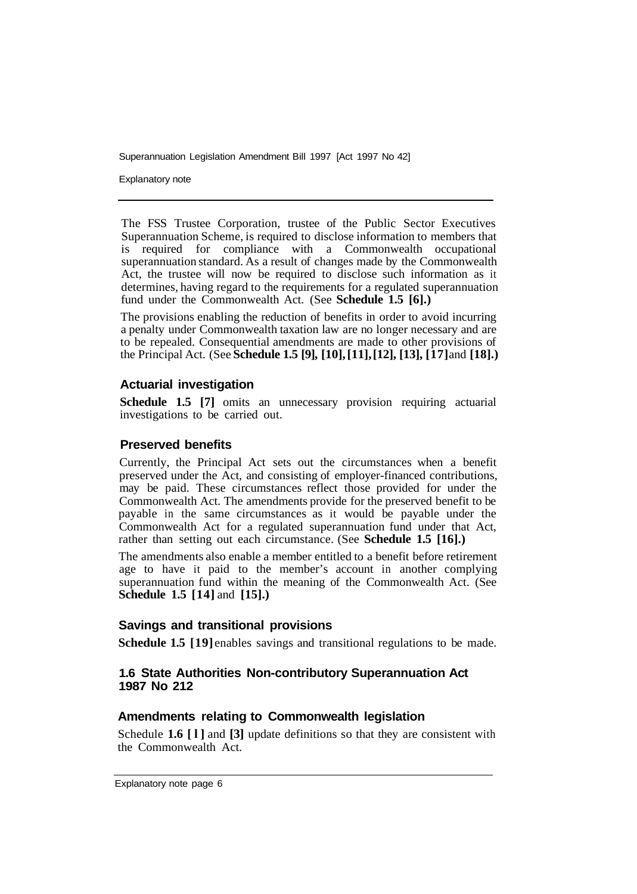The FSS Trustee Corporation, trustee of the Public Sector Executives Superannuation Scheme, is required to disclose information to members that is required for compliance with a Commonwealth occupational superannuation standard. As a result of changes made by the Commonwealth Act, the trustee will now be required to disclose such information as it determines, having regard to the requirements for a regulated superannuation fund under the Commonwealth Act. (See **Schedule 1.5 [6].)**

The provisions enabling the reduction of benefits in order to avoid incurring a penalty under Commonwealth taxation law are no longer necessary and are to be repealed. Consequential amendments are made to other provisions of the Principal Act. (See **Schedule 1.5 [9], [10], [11], [12], [13], [17]** and **[18].)**

### Actuarial investigation

**Schedule 1.5 [7]** omits an unnecessary provision requiring actuarial investigations to be carried out.

### Preserved benefits

Currently, the Principal Act sets out the circumstances when a benefit preserved under the Act, and consisting of employer-financed contributions, may be paid. These circumstances reflect those provided for under the Commonwealth Act. The amendments provide for the preserved benefit to be payable in the same circumstances as it would be payable under the Commonwealth Act for a regulated superannuation fund under that Act, rather than setting out each circumstance. (See **Schedule 1.5 [16].)**

The amendments also enable a member entitled to a benefit before retirement age to have it paid to the member's account in another complying superannuation fund within the meaning of the Commonwealth Act. (See **Schedule 1.5 [14]** and **[15].)**

### Savings and transitional provisions

**Schedule 1.5 [19]** enables savings and transitional regulations to be made.

## 1.6 State Authorities Non-contributory Superannuation Act 1987 No 212

### Amendments relating to Commonwealth legislation

Schedule **1.6 [1]** and **[3]** update definitions so that they are consistent with the Commonwealth Act.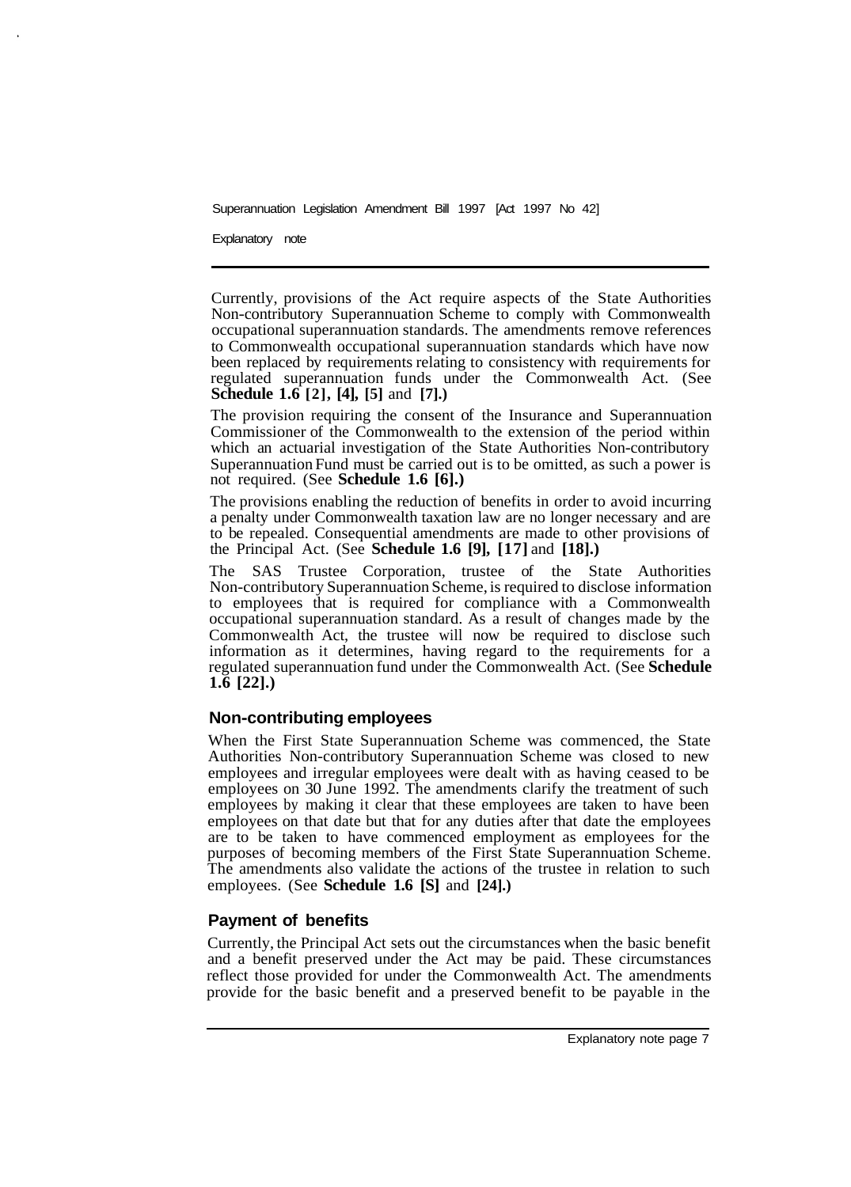Currently, provisions of the Act require aspects of the State Authorities Non-contributory Superannuation Scheme to comply with Commonwealth occupational superannuation standards. The amendments remove references to Commonwealth occupational superannuation standards which have now been replaced by requirements relating to consistency with requirements for regulated superannuation funds under the Commonwealth Act. (See **Schedule 1.6 [2], [4], [5]** and **[7].)**

The provision requiring the consent of the Insurance and Superannuation Commissioner of the Commonwealth to the extension of the period within which an actuarial investigation of the State Authorities Non-contributory Superannuation Fund must be carried out is to be omitted, as such a power is not required. (See **Schedule 1.6 [6].)**

The provisions enabling the reduction of benefits in order to avoid incurring a penalty under Commonwealth taxation law are no longer necessary and are to be repealed. Consequential amendments are made to other provisions of the Principal Act. (See **Schedule 1.6 [9], [17]** and **[18].)**

The SAS Trustee Corporation, trustee of the State Authorities Non-contributory Superannuation Scheme, is required to disclose information to employees that is required for compliance with a Commonwealth occupational superannuation standard. As a result of changes made by the Commonwealth Act, the trustee will now be required to disclose such information as it determines, having regard to the requirements for a regulated superannuation fund under the Commonwealth Act. (See **Schedule 1.6 [22].)**

## Non-contributing employees

When the First State Superannuation Scheme was commenced, the State Authorities Non-contributory Superannuation Scheme was closed to new employees and irregular employees were dealt with as having ceased to be employees on 30 June 1992. The amendments clarify the treatment of such employees by making it clear that these employees are taken to have been employees on that date but that for any duties after that date the employees are to be taken to have commenced employment as employees for the purposes of becoming members of the First State Superannuation Scheme. The amendments also validate the actions of the trustee in relation to such employees. (See **Schedule 1.6 [S]** and **[24].)**

## Payment of benefits

Currently, the Principal Act sets out the circumstances when the basic benefit and a benefit preserved under the Act may be paid. These circumstances reflect those provided for under the Commonwealth Act. The amendments provide for the basic benefit and a preserved benefit to be payable in the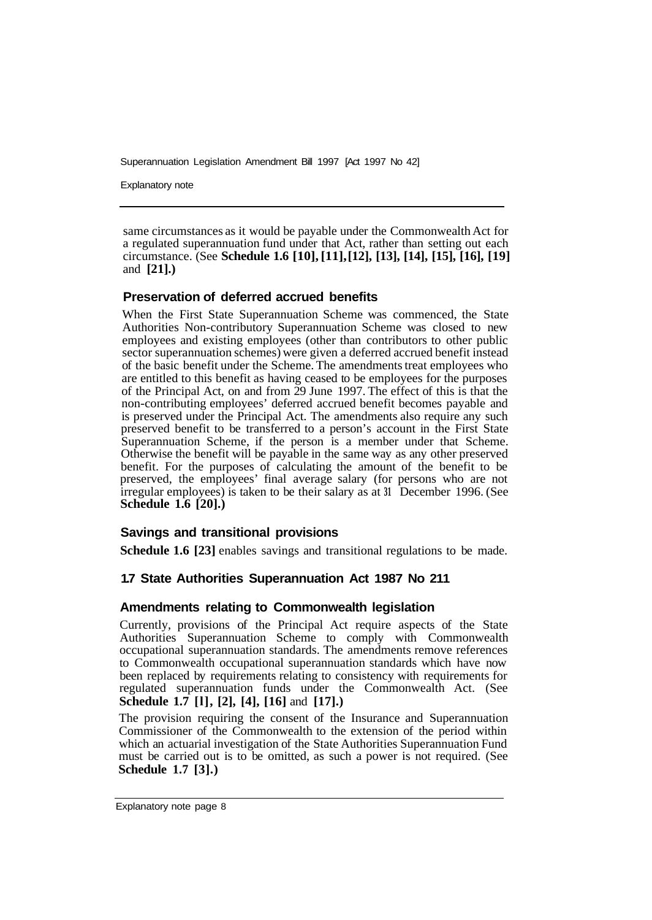same circumstances as it would be payable under the Commonwealth Act for a regulated superannuation fund under that Act, rather than setting out each circumstance. (See **Schedule 1.6 [10], [11], [12], [13], [14], [15], [16], [19]** and **[21].)**

### Preservation of deferred accrued benefits

When the First State Superannuation Scheme was commenced, the State Authorities Non-contributory Superannuation Scheme was closed to new employees and existing employees (other than contributors to other public sector superannuation schemes) were given a deferred accrued benefit instead of the basic benefit under the Scheme. The amendments treat employees who are entitled to this benefit as having ceased to be employees for the purposes of the Principal Act, on and from 29 June 1997. The effect of this is that the non-contributing employees' deferred accrued benefit becomes payable and is preserved under the Principal Act. The amendments also require any such preserved benefit to be transferred to a person's account in the First State Superannuation Scheme, if the person is a member under that Scheme. Otherwise the benefit will be payable in the same way as any other preserved benefit. For the purposes of calculating the amount of the benefit to be preserved, the employees' final average salary (for persons who are not irregular employees) is taken to be their salary as at 31 December 1996. (See **Schedule 1.6 [20].)**

### Savings and transitional provisions

**Schedule 1.6 [23]** enables savings and transitional regulations to be made.

## 1.7 State Authorities Superannuation Act 1987 No 211

### Amendments relating to Commonwealth legislation

Currently, provisions of the Principal Act require aspects of the State Authorities Superannuation Scheme to comply with Commonwealth occupational superannuation standards. The amendments remove references to Commonwealth occupational superannuation standards which have now been replaced by requirements relating to consistency with requirements for regulated superannuation funds under the Commonwealth Act. (See **Schedule 1.7 [1], [2], [4], [16]** and **[17].)**

The provision requiring the consent of the Insurance and Superannuation Commissioner of the Commonwealth to the extension of the period within which an actuarial investigation of the State Authorities Superannuation Fund must be carried out is to be omitted, as such a power is not required. (See **Schedule 1.7 [3].)**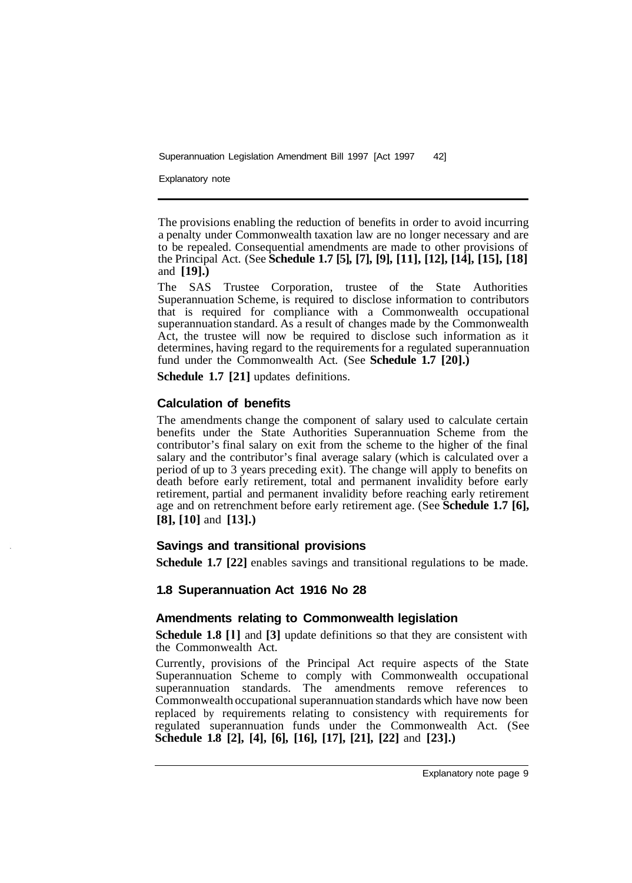The provisions enabling the reduction of benefits in order to avoid incurring a penalty under Commonwealth taxation law are no longer necessary and are to be repealed. Consequential amendments are made to other provisions of the Principal Act. (See **Schedule 1.7 [5], [7], [9], [11], [12], [14], [15], [18]** and **[19].)**

The SAS Trustee Corporation, trustee of the State Authorities Superannuation Scheme, is required to disclose information to contributors that is required for compliance with a Commonwealth occupational superannuation standard. As a result of changes made by the Commonwealth Act, the trustee will now be required to disclose such information as it determines, having regard to the requirements for a regulated superannuation fund under the Commonwealth Act. (See **Schedule 1.7 [20].)**

**Schedule 1.7 [21]** updates definitions.

### Calculation of benefits

The amendments change the component of salary used to calculate certain benefits under the State Authorities Superannuation Scheme from the contributor's final salary on exit from the scheme to the higher of the final salary and the contributor's final average salary (which is calculated over a period of up to 3 years preceding exit). The change will apply to benefits on death before early retirement, total and permanent invalidity before early retirement, partial and permanent invalidity before reaching early retirement age and on retrenchment before early retirement age. (See **Schedule 1.7 [6], [8], [10]** and **[13].)**

### Savings and transitional provisions

**Schedule 1.7 [22]** enables savings and transitional regulations to be made.

## 1.8 Superannuation Act 1916 No 28

### Amendments relating to Commonwealth legislation

**Schedule 1.8 [1]** and **[3]** update definitions so that they are consistent with the Commonwealth Act.

Currently, provisions of the Principal Act require aspects of the State Superannuation Scheme to comply with Commonwealth occupational superannuation standards. The amendments remove references to Commonwealth occupational superannuation standards which have now been replaced by requirements relating to consistency with requirements for regulated superannuation funds under the Commonwealth Act. (See **Schedule 1.8 [2], [4], [6], [16], [17], [21], [22]** and **[23].)**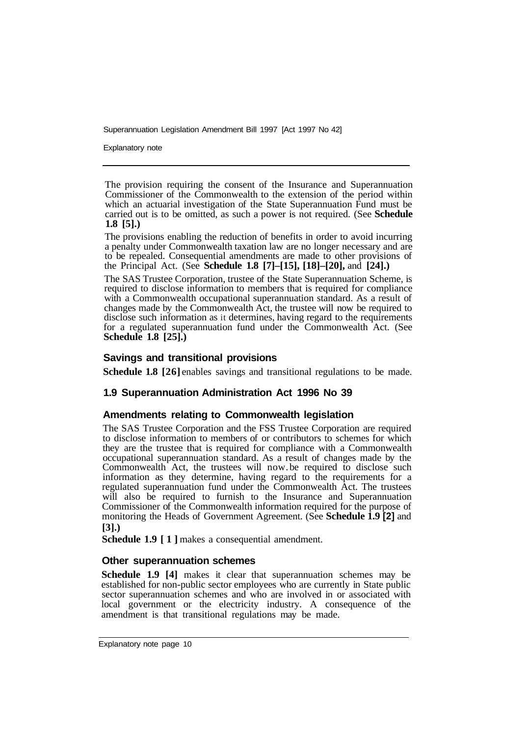The provision requiring the consent of the Insurance and Superannuation Commissioner of the Commonwealth to the extension of the period within which an actuarial investigation of the State Superannuation Fund must be carried out is to be omitted, as such a power is not required. (See **Schedule 1.8 [5].)**

The provisions enabling the reduction of benefits in order to avoid incurring a penalty under Commonwealth taxation law are no longer necessary and are to be repealed. Consequential amendments are made to other provisions of the Principal Act. (See **Schedule 1.8 [7]–[15], [18]–[20],** and **[24].)**

The SAS Trustee Corporation, trustee of the State Superannuation Scheme, is required to disclose information to members that is required for compliance with a Commonwealth occupational superannuation standard. As a result of changes made by the Commonwealth Act, the trustee will now be required to disclose such information as it determines, having regard to the requirements for a regulated superannuation fund under the Commonwealth Act. (See **Schedule 1.8 [25].)**

### Savings and transitional provisions

**Schedule 1.8 [26]** enables savings and transitional regulations to be made.

## 1.9 Superannuation Administration Act 1996 No 39

### Amendments relating to Commonwealth legislation

The SAS Trustee Corporation and the FSS Trustee Corporation are required to disclose information to members of or contributors to schemes for which they are the trustee that is required for compliance with a Commonwealth occupational superannuation standard. As a result of changes made by the Commonwealth Act, the trustees will now be required to disclose such information as they determine, having regard to the requirements for a regulated superannuation fund under the Commonwealth Act. The trustees will also be required to furnish to the Insurance and Superannuation Commissioner of the Commonwealth information required for the purpose of monitoring the Heads of Government Agreement. (See **Schedule 1.9 [2]** and **[3].)**

**Schedule 1.9 [1]** makes a consequential amendment.

### Other superannuation schemes

**Schedule 1.9 [4]** makes it clear that superannuation schemes may be established for non-public sector employees who are currently in State public sector superannuation schemes and who are involved in or associated with local government or the electricity industry. A consequence of the amendment is that transitional regulations may be made.